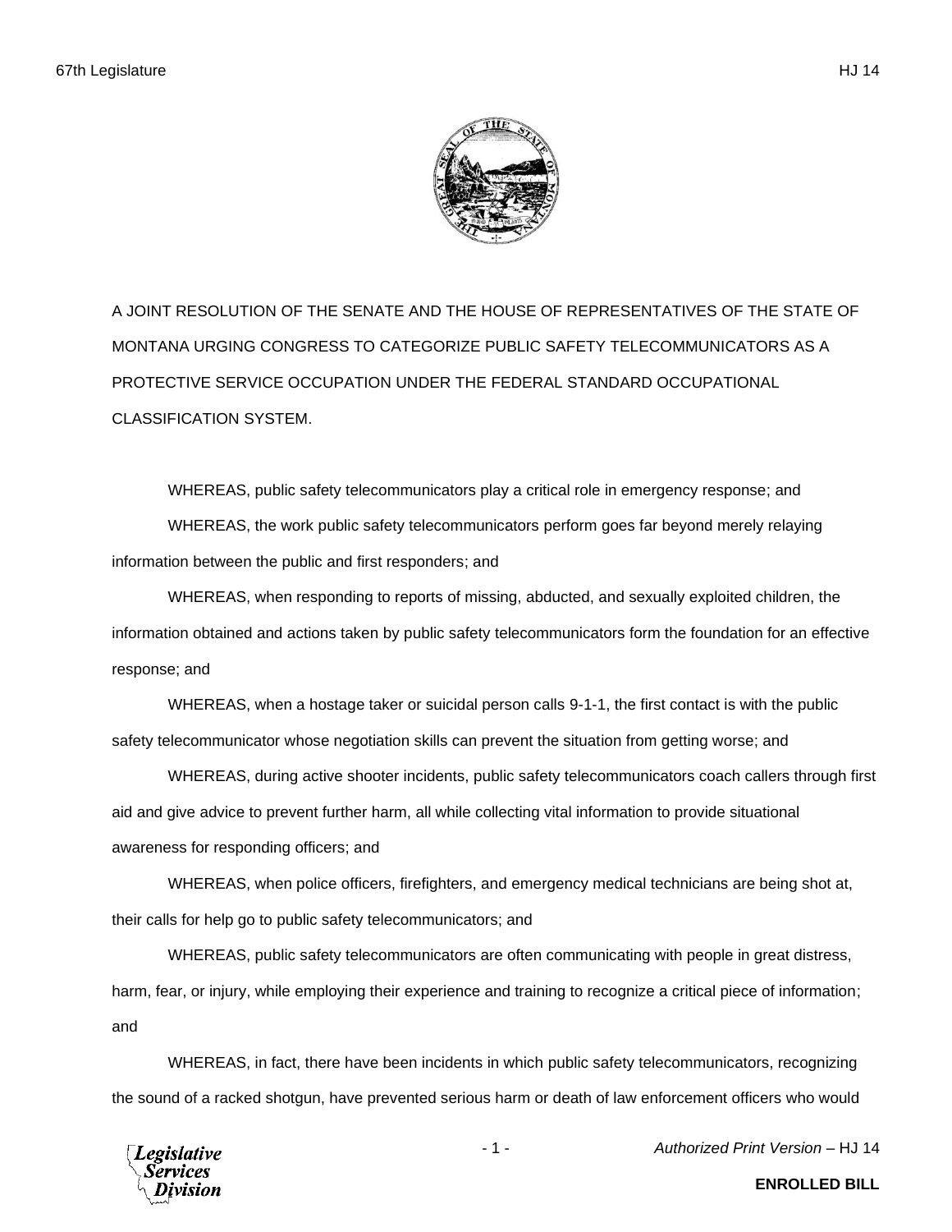A JOINT RESOLUTION OF THE SENATE AND THE HOUSE OF REPRESENTATIVES OF THE STATE OF MONTANA URGING CONGRESS TO CATEGORIZE PUBLIC SAFETY TELECOMMUNICATORS AS A PROTECTIVE SERVICE OCCUPATION UNDER THE FEDERAL STANDARD OCCUPATIONAL CLASSIFICATION SYSTEM.

WHEREAS, public safety telecommunicators play a critical role in emergency response; and

WHEREAS, the work public safety telecommunicators perform goes far beyond merely relaying information between the public and first responders; and

WHEREAS, when responding to reports of missing, abducted, and sexually exploited children, the information obtained and actions taken by public safety telecommunicators form the foundation for an effective response; and

WHEREAS, when a hostage taker or suicidal person calls 9-1-1, the first contact is with the public safety telecommunicator whose negotiation skills can prevent the situation from getting worse; and

WHEREAS, during active shooter incidents, public safety telecommunicators coach callers through first aid and give advice to prevent further harm, all while collecting vital information to provide situational awareness for responding officers; and

WHEREAS, when police officers, firefighters, and emergency medical technicians are being shot at, their calls for help go to public safety telecommunicators; and

WHEREAS, public safety telecommunicators are often communicating with people in great distress, harm, fear, or injury, while employing their experience and training to recognize a critical piece of information; and

WHEREAS, in fact, there have been incidents in which public safety telecommunicators, recognizing the sound of a racked shotgun, have prevented serious harm or death of law enforcement officers who would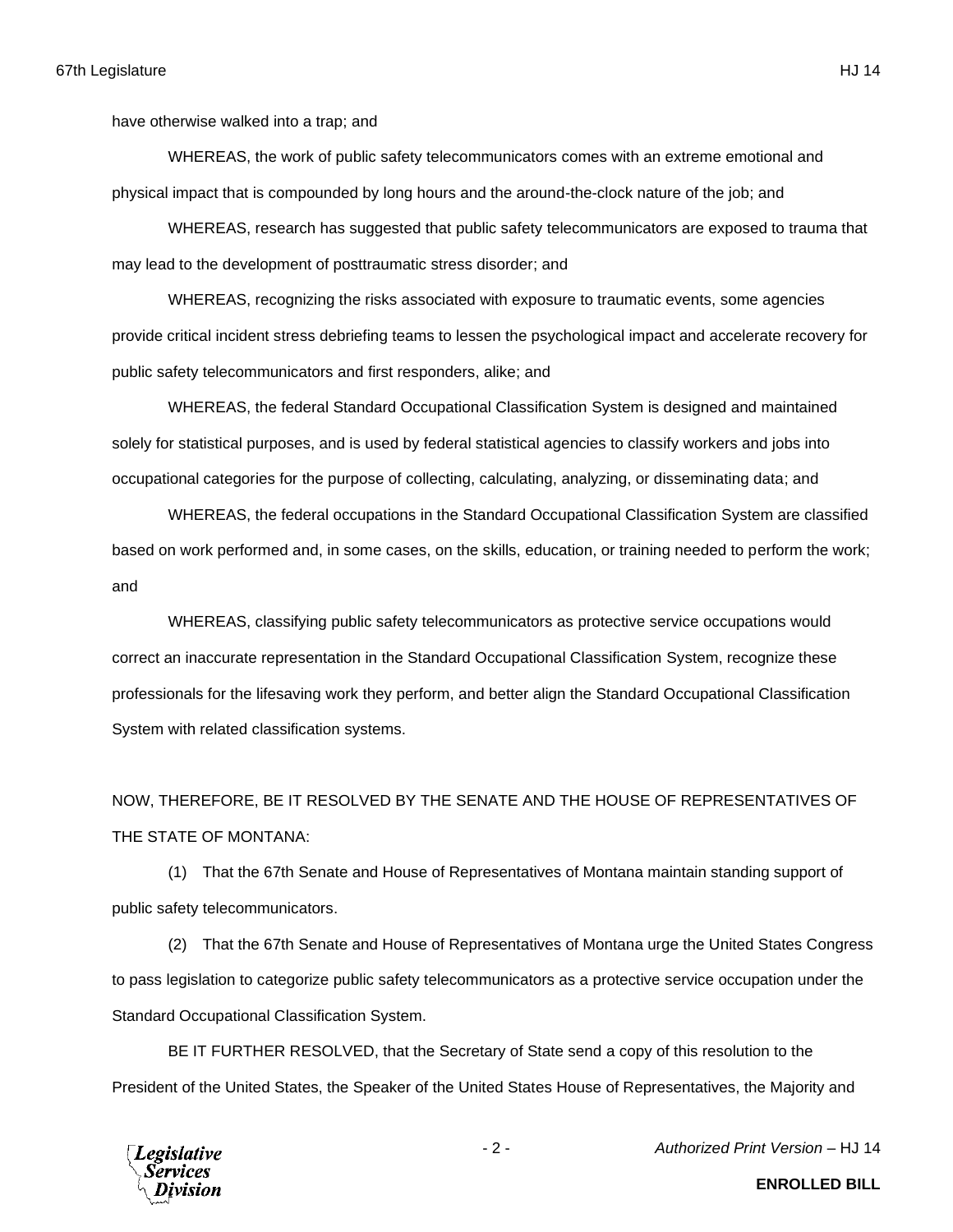have otherwise walked into a trap; and

WHEREAS, the work of public safety telecommunicators comes with an extreme emotional and physical impact that is compounded by long hours and the around-the-clock nature of the job; and

WHEREAS, research has suggested that public safety telecommunicators are exposed to trauma that may lead to the development of posttraumatic stress disorder; and

WHEREAS, recognizing the risks associated with exposure to traumatic events, some agencies provide critical incident stress debriefing teams to lessen the psychological impact and accelerate recovery for public safety telecommunicators and first responders, alike; and

WHEREAS, the federal Standard Occupational Classification System is designed and maintained solely for statistical purposes, and is used by federal statistical agencies to classify workers and jobs into occupational categories for the purpose of collecting, calculating, analyzing, or disseminating data; and

WHEREAS, the federal occupations in the Standard Occupational Classification System are classified based on work performed and, in some cases, on the skills, education, or training needed to perform the work; and

WHEREAS, classifying public safety telecommunicators as protective service occupations would correct an inaccurate representation in the Standard Occupational Classification System, recognize these professionals for the lifesaving work they perform, and better align the Standard Occupational Classification System with related classification systems.

NOW, THEREFORE, BE IT RESOLVED BY THE SENATE AND THE HOUSE OF REPRESENTATIVES OF THE STATE OF MONTANA:

(1) That the 67th Senate and House of Representatives of Montana maintain standing support of public safety telecommunicators.

(2) That the 67th Senate and House of Representatives of Montana urge the United States Congress to pass legislation to categorize public safety telecommunicators as a protective service occupation under the Standard Occupational Classification System.

BE IT FURTHER RESOLVED, that the Secretary of State send a copy of this resolution to the President of the United States, the Speaker of the United States House of Representatives, the Majority and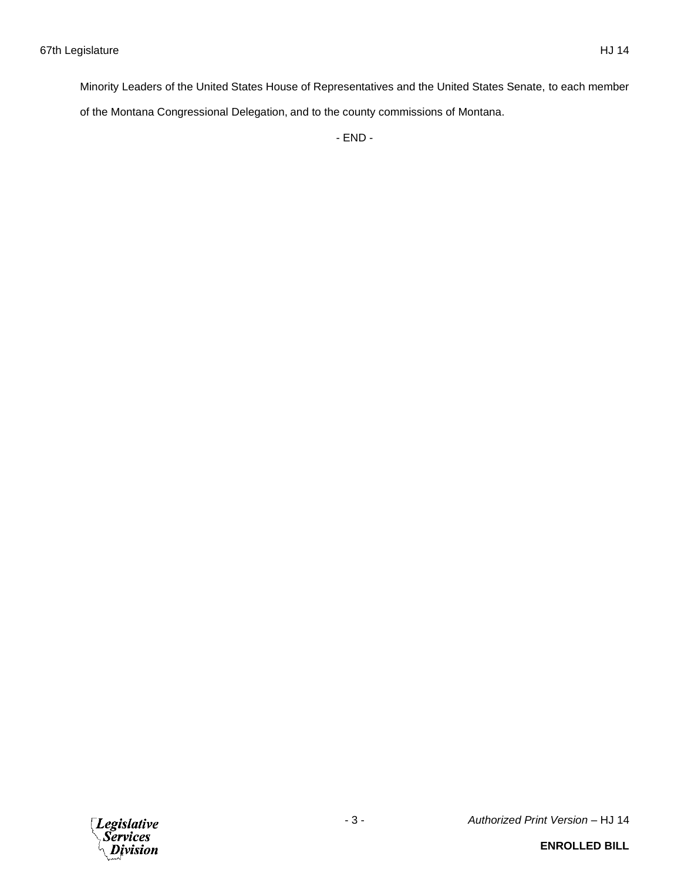Minority Leaders of the United States House of Representatives and the United States Senate, to each member of the Montana Congressional Delegation, and to the county commissions of Montana.

- END -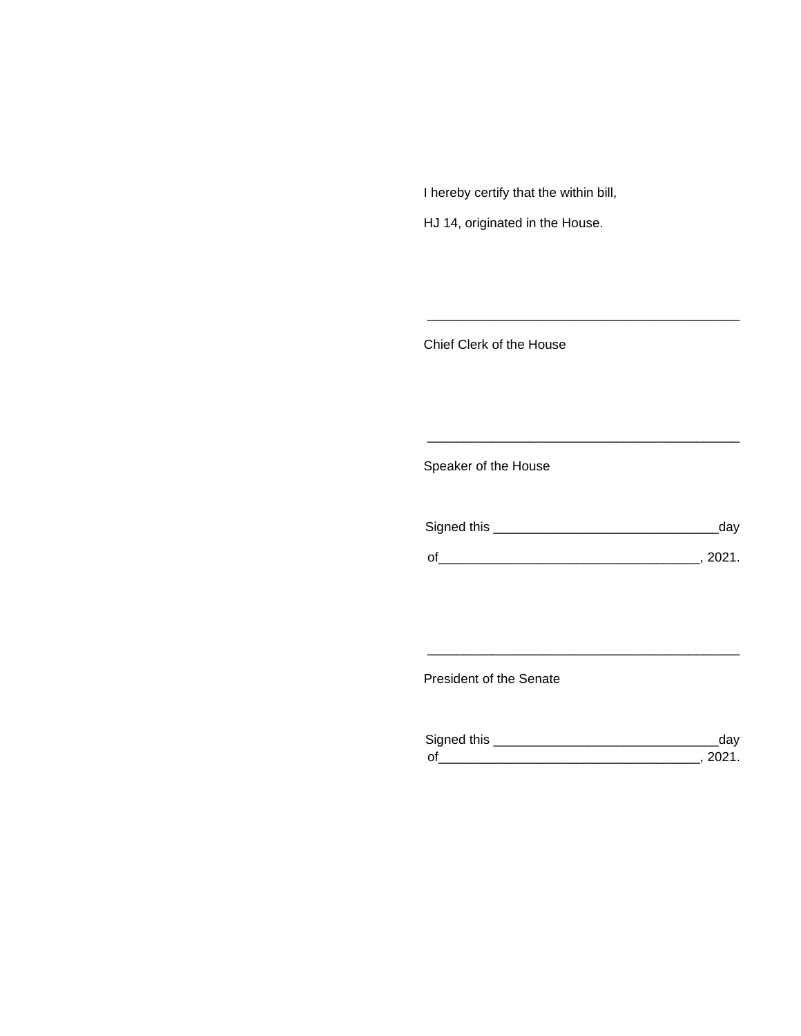I hereby certify that the within bill,

HJ 14, originated in the House.

\_\_\_\_\_\_\_\_\_\_\_\_\_\_\_\_\_\_\_\_\_\_\_\_\_\_\_\_\_\_\_\_\_\_\_\_\_\_\_\_\_\_\_\_

Chief Clerk of the House

\_\_\_\_\_\_\_\_\_\_\_\_\_\_\_\_\_\_\_\_\_\_\_\_\_\_\_\_\_\_\_\_\_\_\_\_\_\_\_\_\_\_\_\_

Speaker of the House

Signed this \_\_\_\_\_\_\_\_\_\_\_\_\_\_\_\_\_\_\_\_\_\_\_\_\_\_\_\_\_\_\_day

of\_\_\_\_\_\_\_\_\_\_\_\_\_\_\_\_\_\_\_\_\_\_\_\_\_\_\_\_\_\_\_\_\_\_\_, 2021.

\_\_\_\_\_\_\_\_\_\_\_\_\_\_\_\_\_\_\_\_\_\_\_\_\_\_\_\_\_\_\_\_\_\_\_\_\_\_\_\_\_\_\_\_

President of the Senate

Signed this \_\_\_\_\_\_\_\_\_\_\_\_\_\_\_\_\_\_\_\_\_\_\_\_\_\_\_\_\_\_\_day

of\_\_\_\_\_\_\_\_\_\_\_\_\_\_\_\_\_\_\_\_\_\_\_\_\_\_\_\_\_\_\_\_\_\_\_, 2021.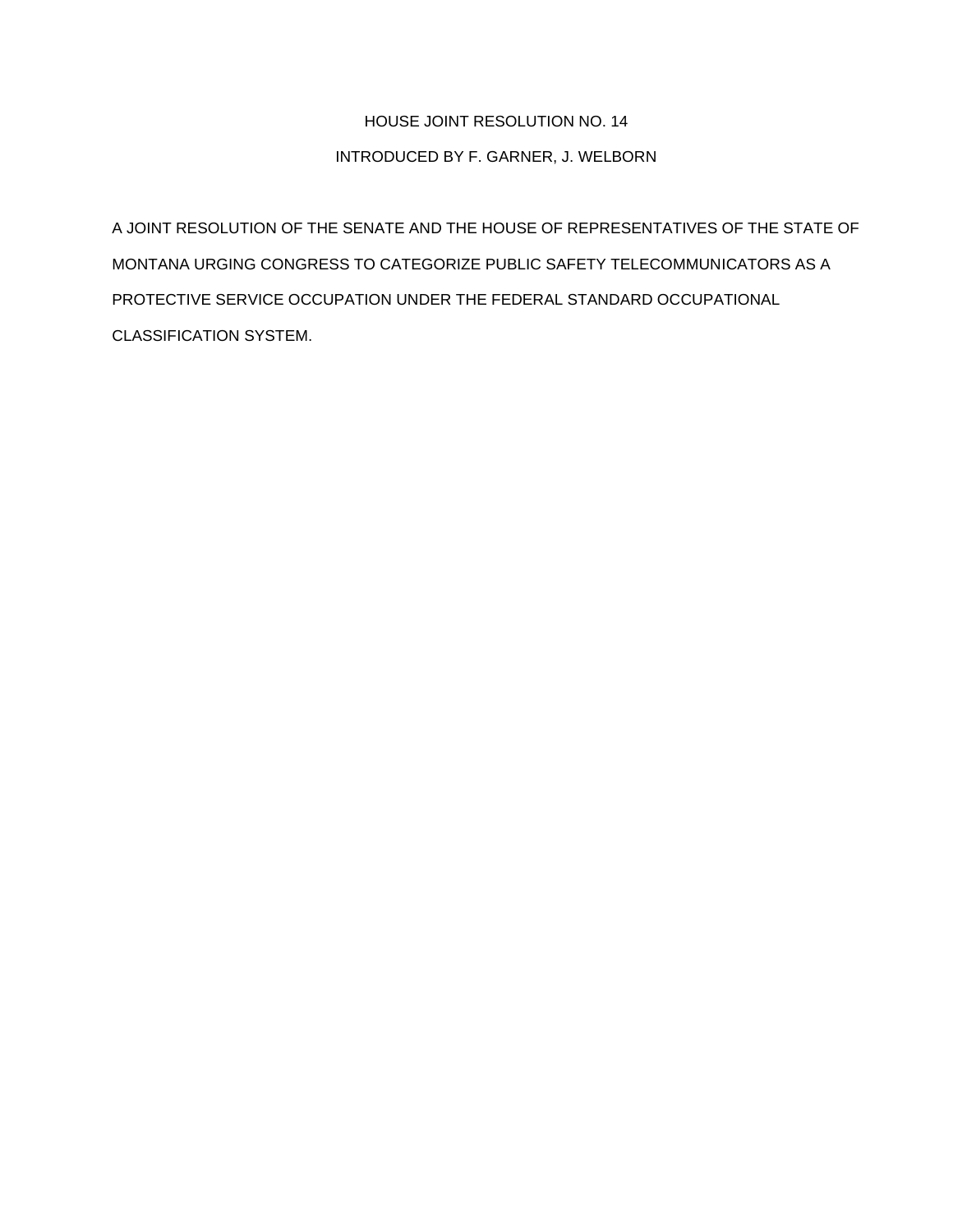HOUSE JOINT RESOLUTION NO. 14

INTRODUCED BY F. GARNER, J. WELBORN

A JOINT RESOLUTION OF THE SENATE AND THE HOUSE OF REPRESENTATIVES OF THE STATE OF MONTANA URGING CONGRESS TO CATEGORIZE PUBLIC SAFETY TELECOMMUNICATORS AS A PROTECTIVE SERVICE OCCUPATION UNDER THE FEDERAL STANDARD OCCUPATIONAL CLASSIFICATION SYSTEM.